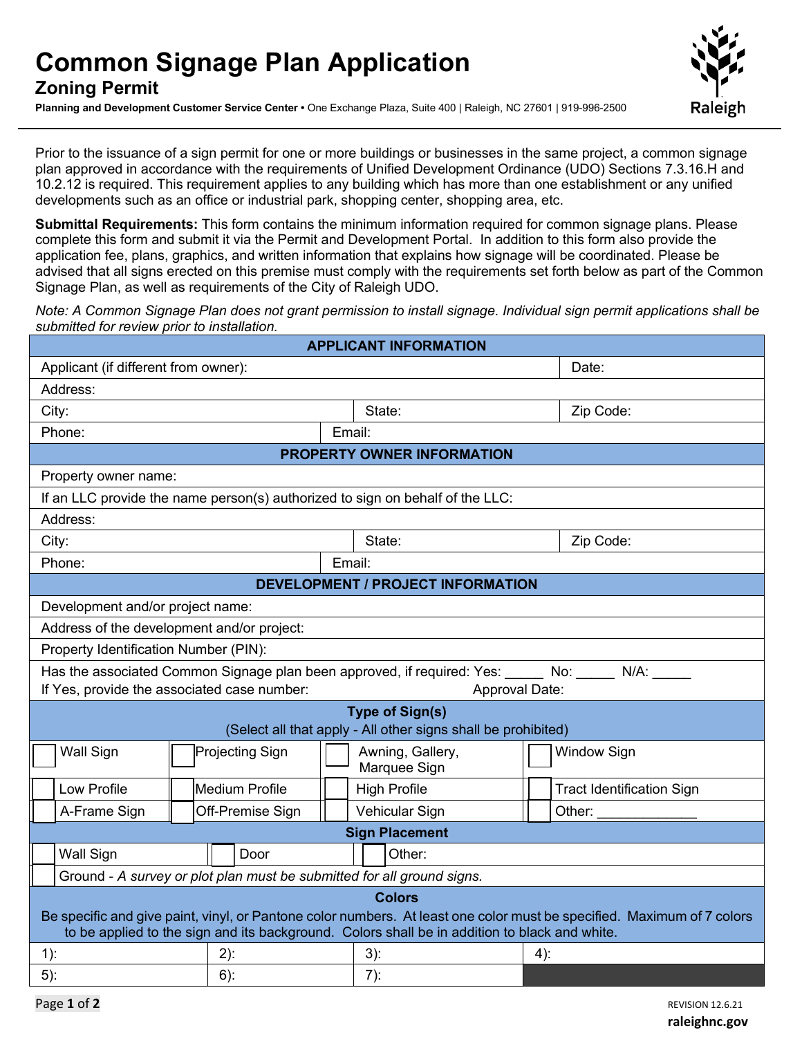# Common Signage Plan Application

## Zoning Permit

**Planning and Development Customer Service Center •** One Exchange Plaza, Suite 400 | Raleigh, NC 27601 | 919-996-2500

Prior to the issuance of a sign permit for one or more buildings or businesses in the same project, a common signage plan approved in accordance with the requirements of Unified Development Ordinance (UDO) Sections 7.3.16.H and 10.2.12 is required. This requirement applies to any building which has more than one establishment or any unified developments such as an office or industrial park, shopping center, shopping area, etc.

**Submittal Requirements:** This form contains the minimum information required for common signage plans. Please complete this form and submit it via the Permit and Development Portal. In addition to this form also provide the application fee, plans, graphics, and written information that explains how signage will be coordinated. Please be advised that all signs erected on this premise must comply with the requirements set forth below as part of the Common Signage Plan, as well as requirements of the City of Raleigh UDO.

*Note: A Common Signage Plan does not grant permission to install signage. Individual sign permit applications shall be submitted for review prior to installation.*

| **APPLICANT INFORMATION** | | |
|---|---|---|
| Applicant (if different from owner): | | Date: |
| Address: | | |
| City: | State: | Zip Code: |
| Phone: | Email: | |

| **PROPERTY OWNER INFORMATION** | | |
|---|---|---|
| Property owner name: | | |
| If an LLC provide the name person(s) authorized to sign on behalf of the LLC: | | |
| Address: | | |
| City: | State: | Zip Code: |
| Phone: | Email: | |

| **DEVELOPMENT / PROJECT INFORMATION** | |
|---|---|
| Development and/or project name: | |
| Address of the development and/or project: | |
| Property Identification Number (PIN): | |
| Has the associated Common Signage plan been approved, if required: Yes: _____ No: _____ N/A: _____ | |
| If Yes, provide the associated case number: | Approval Date: |

| **Type of Sign(s)** (Select all that apply - All other signs shall be prohibited) | | | |
|---|---|---|---|
| ☐ Wall Sign | ☐ Projecting Sign | ☐ Awning, Gallery, Marquee Sign | ☐ Window Sign |
| ☐ Low Profile | ☐ Medium Profile | ☐ High Profile | ☐ Tract Identification Sign |
| ☐ A-Frame Sign | ☐ Off-Premise Sign | ☐ Vehicular Sign | ☐ Other: _____________ |

| **Sign Placement** | | |
|---|---|---|
| ☐ Wall Sign | ☐ Door | ☐ Other: |
| ☐ Ground - *A survey or plot plan must be submitted for all ground signs.* | | |

| **Colors** Be specific and give paint, vinyl, or Pantone color numbers. At least one color must be specified. Maximum of 7 colors to be applied to the sign and its background. Colors shall be in addition to black and white. | | | |
|---|---|---|---|
| 1): | 2): | 3): | 4): |
| 5): | 6): | 7): | |

REVISION 12.6.21

raleighnc.gov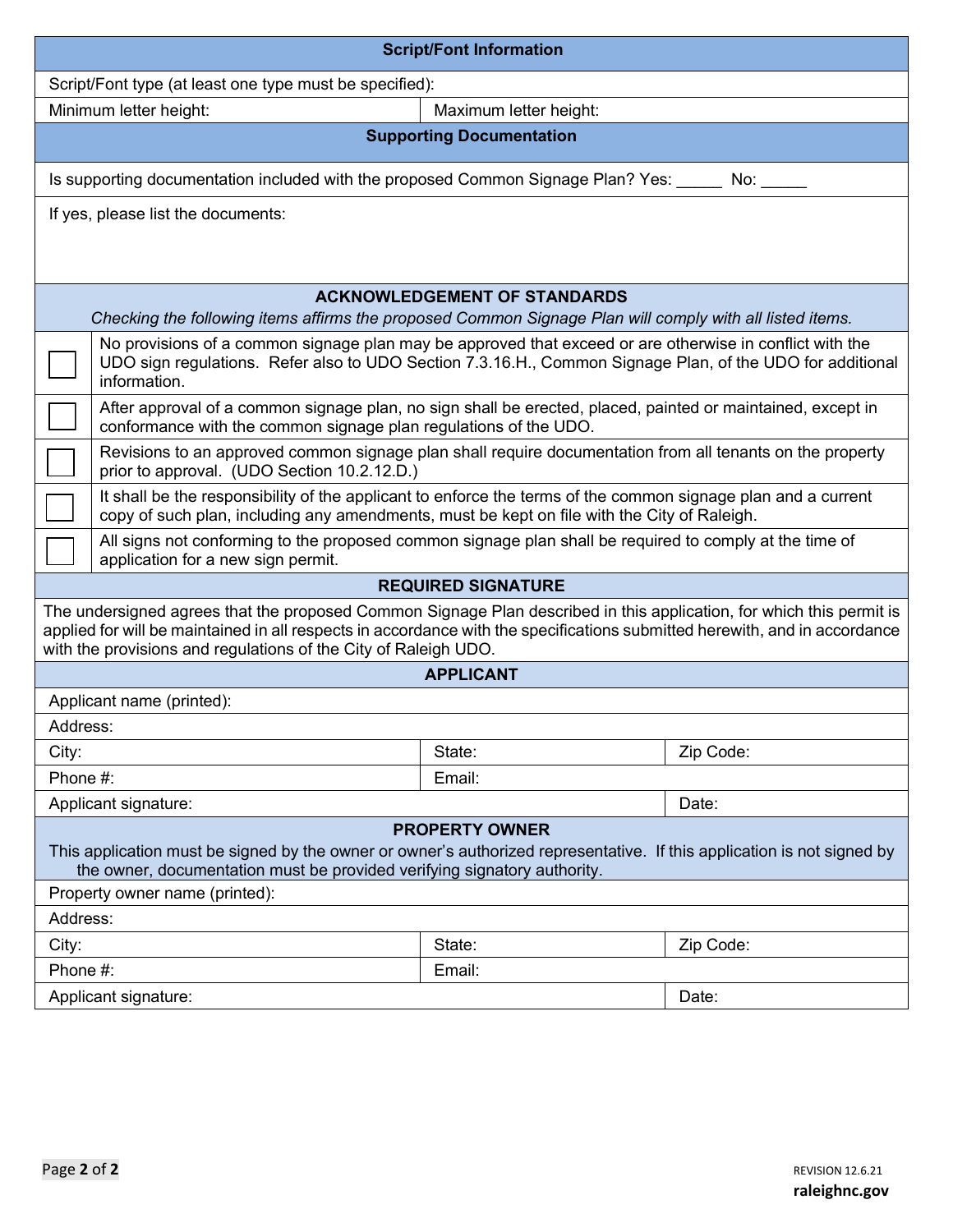## Script/Font Information

| | |
|---|---|
| Script/Font type (at least one type must be specified): | |
| Minimum letter height: | Maximum letter height: |

## Supporting Documentation

Is supporting documentation included with the proposed Common Signage Plan? Yes: _____ No: _____

If yes, please list the documents:

## ACKNOWLEDGEMENT OF STANDARDS

*Checking the following items affirms the proposed Common Signage Plan will comply with all listed items.*

- ☐ No provisions of a common signage plan may be approved that exceed or are otherwise in conflict with the UDO sign regulations. Refer also to UDO Section 7.3.16.H., Common Signage Plan, of the UDO for additional information.
- ☐ After approval of a common signage plan, no sign shall be erected, placed, painted or maintained, except in conformance with the common signage plan regulations of the UDO.
- ☐ Revisions to an approved common signage plan shall require documentation from all tenants on the property prior to approval. (UDO Section 10.2.12.D.)
- ☐ It shall be the responsibility of the applicant to enforce the terms of the common signage plan and a current copy of such plan, including any amendments, must be kept on file with the City of Raleigh.
- ☐ All signs not conforming to the proposed common signage plan shall be required to comply at the time of application for a new sign permit.

## REQUIRED SIGNATURE

The undersigned agrees that the proposed Common Signage Plan described in this application, for which this permit is applied for will be maintained in all respects in accordance with the specifications submitted herewith, and in accordance with the provisions and regulations of the City of Raleigh UDO.

## APPLICANT

| | | |
|---|---|---|
| Applicant name (printed): | | |
| Address: | | |
| City: | State: | Zip Code: |
| Phone #: | Email: | |
| Applicant signature: | | Date: |

## PROPERTY OWNER

This application must be signed by the owner or owner's authorized representative. If this application is not signed by the owner, documentation must be provided verifying signatory authority.

| | | |
|---|---|---|
| Property owner name (printed): | | |
| Address: | | |
| City: | State: | Zip Code: |
| Phone #: | Email: | |
| Applicant signature: | | Date: |

REVISION 12.6.21

raleighnc.gov